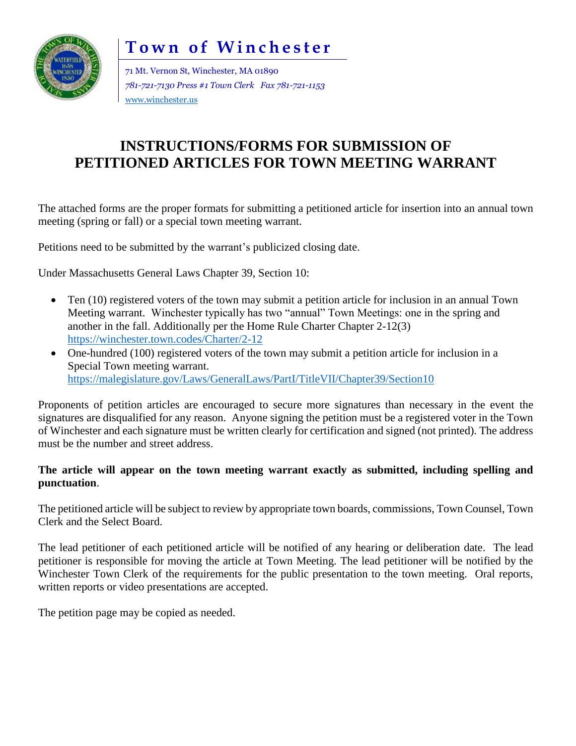# Town of Winchester

71 Mt. Vernon St, Winchester, MA 01890
*781-721-7130 Press #1 Town Clerk Fax 781-721-1153*
www.winchester.us

## INSTRUCTIONS/FORMS FOR SUBMISSION OF PETITIONED ARTICLES FOR TOWN MEETING WARRANT

The attached forms are the proper formats for submitting a petitioned article for insertion into an annual town meeting (spring or fall) or a special town meeting warrant.

Petitions need to be submitted by the warrant's publicized closing date.

Under Massachusetts General Laws Chapter 39, Section 10:

- Ten (10) registered voters of the town may submit a petition article for inclusion in an annual Town Meeting warrant. Winchester typically has two "annual" Town Meetings: one in the spring and another in the fall. Additionally per the Home Rule Charter Chapter 2-12(3) https://winchester.town.codes/Charter/2-12
- One-hundred (100) registered voters of the town may submit a petition article for inclusion in a Special Town meeting warrant. https://malegislature.gov/Laws/GeneralLaws/PartI/TitleVII/Chapter39/Section10

Proponents of petition articles are encouraged to secure more signatures than necessary in the event the signatures are disqualified for any reason. Anyone signing the petition must be a registered voter in the Town of Winchester and each signature must be written clearly for certification and signed (not printed). The address must be the number and street address.

**The article will appear on the town meeting warrant exactly as submitted, including spelling and punctuation**.

The petitioned article will be subject to review by appropriate town boards, commissions, Town Counsel, Town Clerk and the Select Board.

The lead petitioner of each petitioned article will be notified of any hearing or deliberation date. The lead petitioner is responsible for moving the article at Town Meeting. The lead petitioner will be notified by the Winchester Town Clerk of the requirements for the public presentation to the town meeting. Oral reports, written reports or video presentations are accepted.

The petition page may be copied as needed.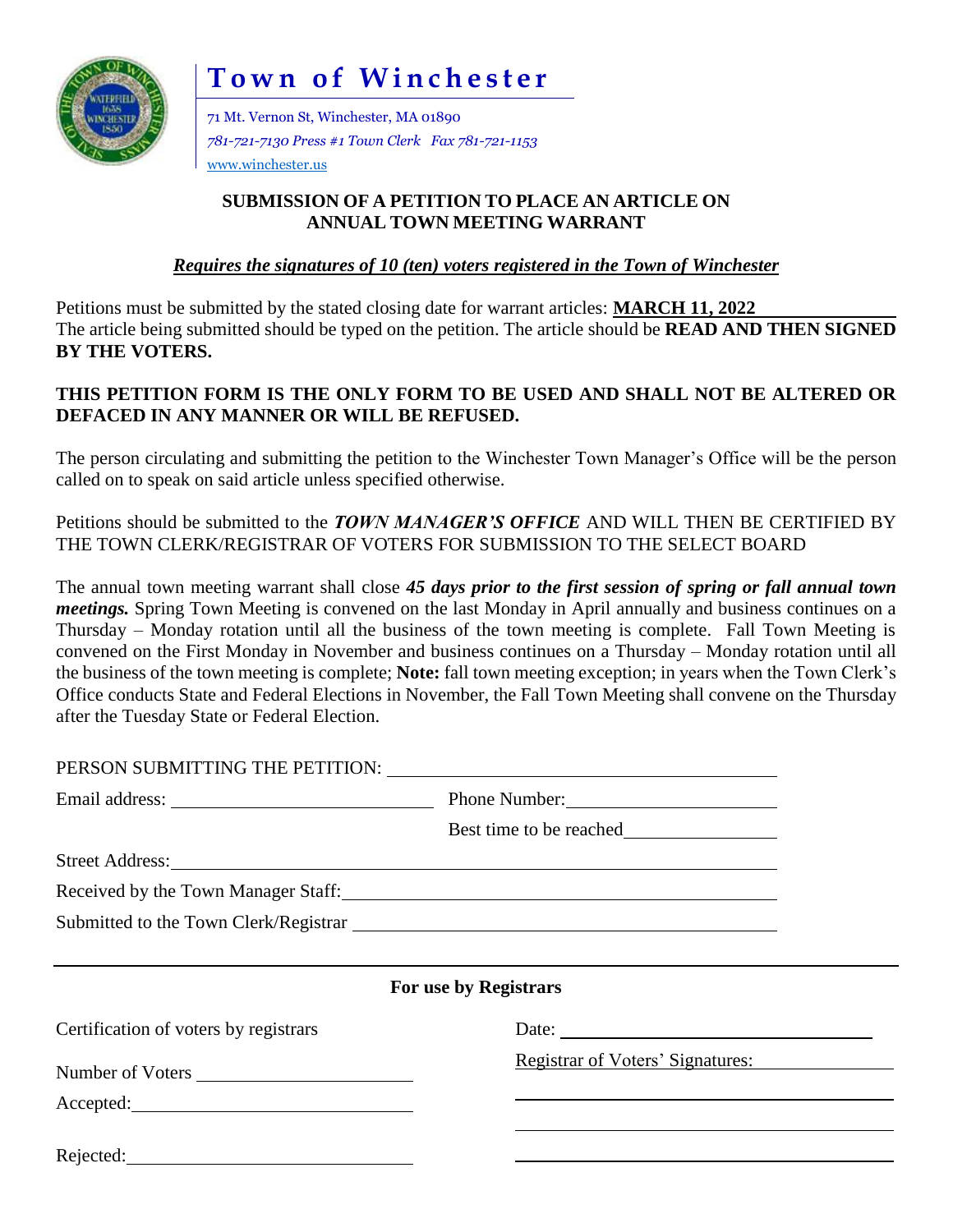# Town of Winchester

71 Mt. Vernon St, Winchester, MA 01890
*781-721-7130 Press #1 Town Clerk Fax 781-721-1153*
www.winchester.us

**SUBMISSION OF A PETITION TO PLACE AN ARTICLE ON ANNUAL TOWN MEETING WARRANT**

***Requires the signatures of 10 (ten) voters registered in the Town of Winchester***

Petitions must be submitted by the stated closing date for warrant articles: **MARCH 11, 2022**
The article being submitted should be typed on the petition. The article should be **READ AND THEN SIGNED BY THE VOTERS.**

**THIS PETITION FORM IS THE ONLY FORM TO BE USED AND SHALL NOT BE ALTERED OR DEFACED IN ANY MANNER OR WILL BE REFUSED.**

The person circulating and submitting the petition to the Winchester Town Manager's Office will be the person called on to speak on said article unless specified otherwise.

Petitions should be submitted to the ***TOWN MANAGER'S OFFICE*** AND WILL THEN BE CERTIFIED BY THE TOWN CLERK/REGISTRAR OF VOTERS FOR SUBMISSION TO THE SELECT BOARD

The annual town meeting warrant shall close ***45 days prior to the first session of spring or fall annual town meetings.*** Spring Town Meeting is convened on the last Monday in April annually and business continues on a Thursday – Monday rotation until all the business of the town meeting is complete. Fall Town Meeting is convened on the First Monday in November and business continues on a Thursday – Monday rotation until all the business of the town meeting is complete; **Note:** fall town meeting exception; in years when the Town Clerk's Office conducts State and Federal Elections in November, the Fall Town Meeting shall convene on the Thursday after the Tuesday State or Federal Election.

PERSON SUBMITTING THE PETITION: ____________________

Email address: ____________________ Phone Number: ____________________

Best time to be reached ____________________

Street Address: ____________________

Received by the Town Manager Staff: ____________________

Submitted to the Town Clerk/Registrar ____________________

---

**For use by Registrars**

Certification of voters by registrars

Date: ____________________

Number of Voters ____________________

Registrar of Voters' Signatures:

____________________

Accepted: ____________________

____________________

Rejected: ____________________

____________________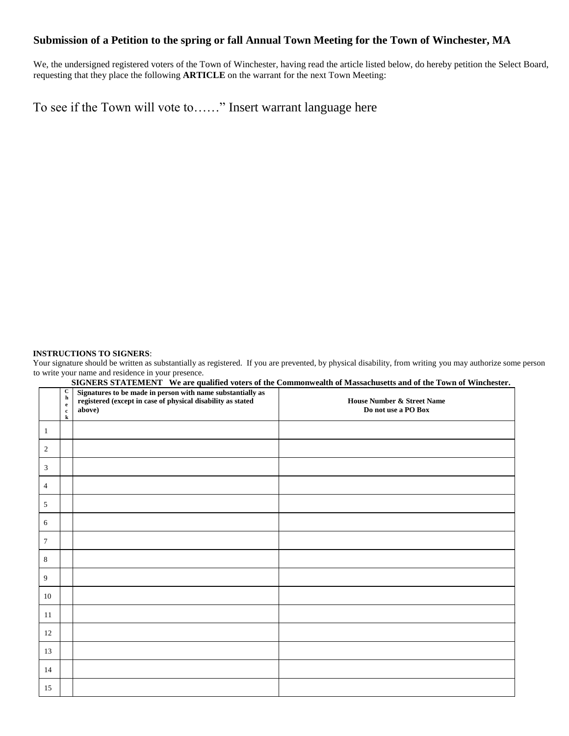## Submission of a Petition to the spring or fall Annual Town Meeting for the Town of Winchester, MA

We, the undersigned registered voters of the Town of Winchester, having read the article listed below, do hereby petition the Select Board, requesting that they place the following **ARTICLE** on the warrant for the next Town Meeting:

To see if the Town will vote to……" Insert warrant language here

**INSTRUCTIONS TO SIGNERS**:
Your signature should be written as substantially as registered. If you are prevented, by physical disability, from writing you may authorize some person to write your name and residence in your presence.

**SIGNERS STATEMENT We are qualified voters of the Commonwealth of Massachusetts and of the Town of Winchester.**

| | Check | Signatures to be made in person with name substantially as registered (except in case of physical disability as stated above) | House Number & Street Name Do not use a PO Box |
|---|---|---|---|
| 1 | | | |
| 2 | | | |
| 3 | | | |
| 4 | | | |
| 5 | | | |
| 6 | | | |
| 7 | | | |
| 8 | | | |
| 9 | | | |
| 10 | | | |
| 11 | | | |
| 12 | | | |
| 13 | | | |
| 14 | | | |
| 15 | | | |